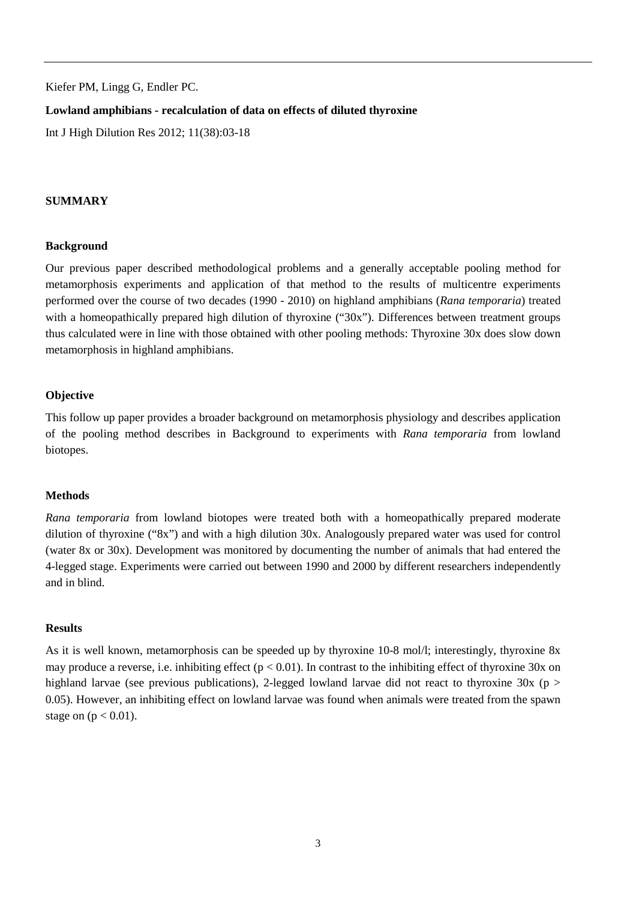Kiefer PM, Lingg G, Endler PC.

**Lowland amphibians - recalculation of data on effects of diluted thyroxine**

Int J High Dilution Res 2012; 11(38):03-18

## SUMMARY

### Background

Our previous paper described methodological problems and a generally acceptable pooling method for metamorphosis experiments and application of that method to the results of multicentre experiments performed over the course of two decades (1990 - 2010) on highland amphibians (*Rana temporaria*) treated with a homeopathically prepared high dilution of thyroxine ("30x"). Differences between treatment groups thus calculated were in line with those obtained with other pooling methods: Thyroxine 30x does slow down metamorphosis in highland amphibians.

### Objective

This follow up paper provides a broader background on metamorphosis physiology and describes application of the pooling method describes in Background to experiments with *Rana temporaria* from lowland biotopes.

### Methods

*Rana temporaria* from lowland biotopes were treated both with a homeopathically prepared moderate dilution of thyroxine ("8x") and with a high dilution 30x. Analogously prepared water was used for control (water 8x or 30x). Development was monitored by documenting the number of animals that had entered the 4-legged stage. Experiments were carried out between 1990 and 2000 by different researchers independently and in blind.

### Results

As it is well known, metamorphosis can be speeded up by thyroxine 10-8 mol/l; interestingly, thyroxine 8x may produce a reverse, i.e. inhibiting effect ($p < 0.01$). In contrast to the inhibiting effect of thyroxine 30x on highland larvae (see previous publications), 2-legged lowland larvae did not react to thyroxine 30x ($p > 0.05$). However, an inhibiting effect on lowland larvae was found when animals were treated from the spawn stage on ($p < 0.01$).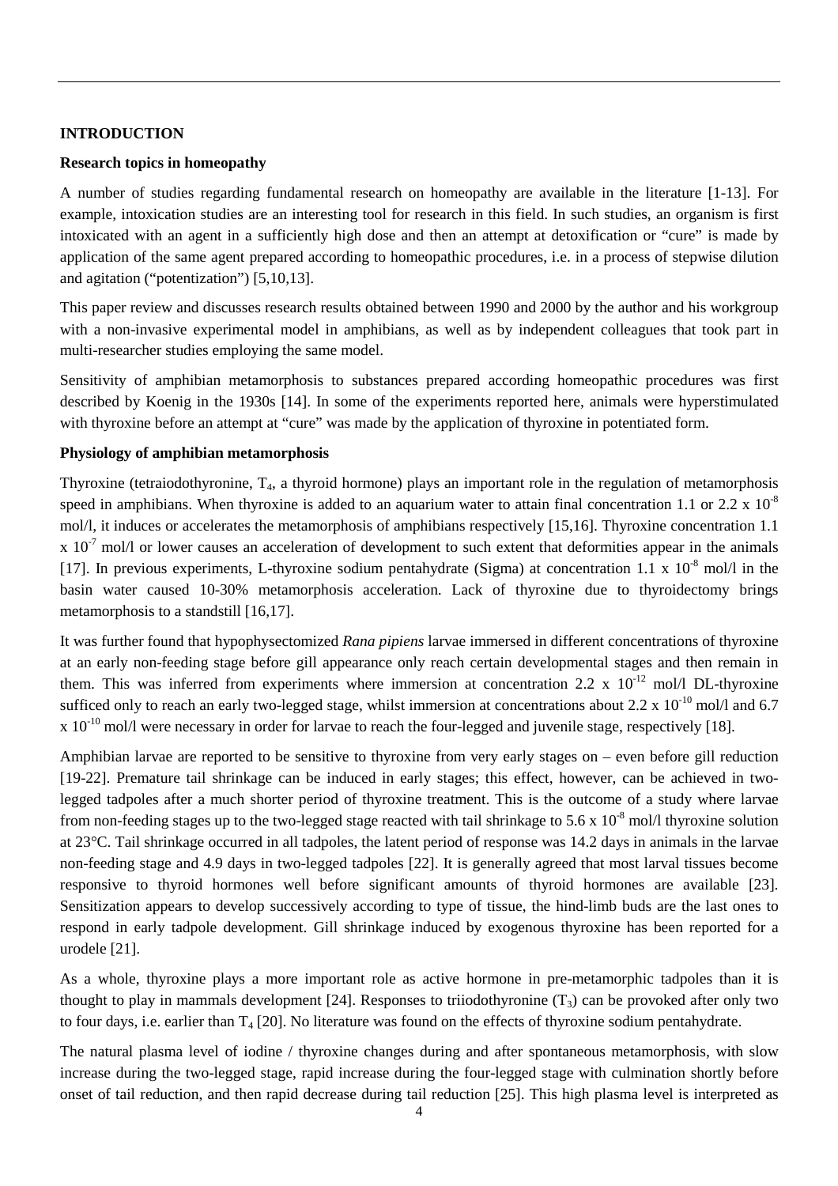## INTRODUCTION

### Research topics in homeopathy

A number of studies regarding fundamental research on homeopathy are available in the literature [1-13]. For example, intoxication studies are an interesting tool for research in this field. In such studies, an organism is first intoxicated with an agent in a sufficiently high dose and then an attempt at detoxification or "cure" is made by application of the same agent prepared according to homeopathic procedures, i.e. in a process of stepwise dilution and agitation ("potentization") [5,10,13].

This paper review and discusses research results obtained between 1990 and 2000 by the author and his workgroup with a non-invasive experimental model in amphibians, as well as by independent colleagues that took part in multi-researcher studies employing the same model.

Sensitivity of amphibian metamorphosis to substances prepared according homeopathic procedures was first described by Koenig in the 1930s [14]. In some of the experiments reported here, animals were hyperstimulated with thyroxine before an attempt at "cure" was made by the application of thyroxine in potentiated form.

### Physiology of amphibian metamorphosis

Thyroxine (tetraiodothyronine, $T_4$, a thyroid hormone) plays an important role in the regulation of metamorphosis speed in amphibians. When thyroxine is added to an aquarium water to attain final concentration 1.1 or $2.2 \times 10^{-8}$ mol/l, it induces or accelerates the metamorphosis of amphibians respectively [15,16]. Thyroxine concentration $1.1 \times 10^{-7}$ mol/l or lower causes an acceleration of development to such extent that deformities appear in the animals [17]. In previous experiments, L-thyroxine sodium pentahydrate (Sigma) at concentration $1.1 \times 10^{-8}$ mol/l in the basin water caused 10-30% metamorphosis acceleration. Lack of thyroxine due to thyroidectomy brings metamorphosis to a standstill [16,17].

It was further found that hypophysectomized *Rana pipiens* larvae immersed in different concentrations of thyroxine at an early non-feeding stage before gill appearance only reach certain developmental stages and then remain in them. This was inferred from experiments where immersion at concentration $2.2 \times 10^{-12}$ mol/l DL-thyroxine sufficed only to reach an early two-legged stage, whilst immersion at concentrations about $2.2 \times 10^{-10}$ mol/l and $6.7 \times 10^{-10}$ mol/l were necessary in order for larvae to reach the four-legged and juvenile stage, respectively [18].

Amphibian larvae are reported to be sensitive to thyroxine from very early stages on – even before gill reduction [19-22]. Premature tail shrinkage can be induced in early stages; this effect, however, can be achieved in two-legged tadpoles after a much shorter period of thyroxine treatment. This is the outcome of a study where larvae from non-feeding stages up to the two-legged stage reacted with tail shrinkage to $5.6 \times 10^{-8}$ mol/l thyroxine solution at 23°C. Tail shrinkage occurred in all tadpoles, the latent period of response was 14.2 days in animals in the larvae non-feeding stage and 4.9 days in two-legged tadpoles [22]. It is generally agreed that most larval tissues become responsive to thyroid hormones well before significant amounts of thyroid hormones are available [23]. Sensitization appears to develop successively according to type of tissue, the hind-limb buds are the last ones to respond in early tadpole development. Gill shrinkage induced by exogenous thyroxine has been reported for a urodele [21].

As a whole, thyroxine plays a more important role as active hormone in pre-metamorphic tadpoles than it is thought to play in mammals development [24]. Responses to triiodothyronine ($T_3$) can be provoked after only two to four days, i.e. earlier than $T_4$ [20]. No literature was found on the effects of thyroxine sodium pentahydrate.

The natural plasma level of iodine / thyroxine changes during and after spontaneous metamorphosis, with slow increase during the two-legged stage, rapid increase during the four-legged stage with culmination shortly before onset of tail reduction, and then rapid decrease during tail reduction [25]. This high plasma level is interpreted as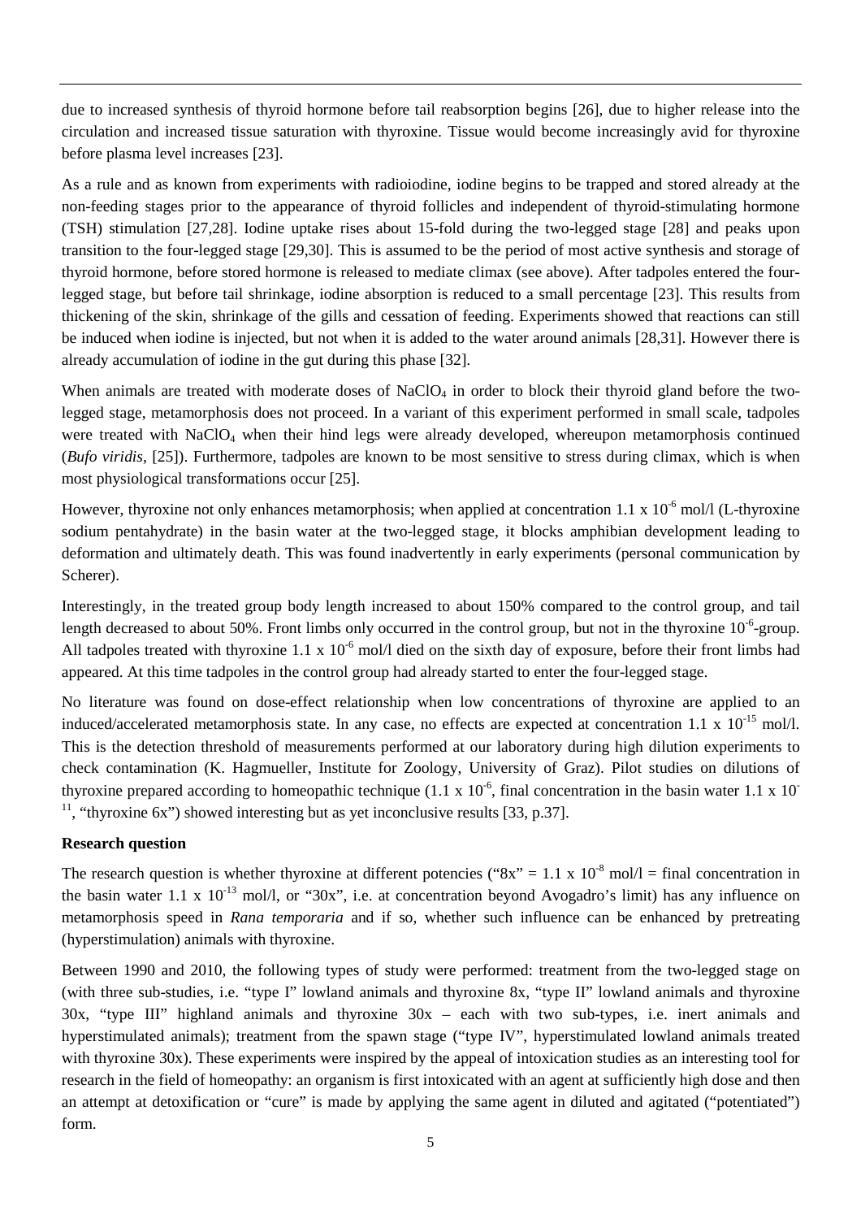due to increased synthesis of thyroid hormone before tail reabsorption begins [26], due to higher release into the circulation and increased tissue saturation with thyroxine. Tissue would become increasingly avid for thyroxine before plasma level increases [23].

As a rule and as known from experiments with radioiodine, iodine begins to be trapped and stored already at the non-feeding stages prior to the appearance of thyroid follicles and independent of thyroid-stimulating hormone (TSH) stimulation [27,28]. Iodine uptake rises about 15-fold during the two-legged stage [28] and peaks upon transition to the four-legged stage [29,30]. This is assumed to be the period of most active synthesis and storage of thyroid hormone, before stored hormone is released to mediate climax (see above). After tadpoles entered the four-legged stage, but before tail shrinkage, iodine absorption is reduced to a small percentage [23]. This results from thickening of the skin, shrinkage of the gills and cessation of feeding. Experiments showed that reactions can still be induced when iodine is injected, but not when it is added to the water around animals [28,31]. However there is already accumulation of iodine in the gut during this phase [32].

When animals are treated with moderate doses of $NaClO_4$ in order to block their thyroid gland before the two-legged stage, metamorphosis does not proceed. In a variant of this experiment performed in small scale, tadpoles were treated with $NaClO_4$ when their hind legs were already developed, whereupon metamorphosis continued (*Bufo viridis*, [25]). Furthermore, tadpoles are known to be most sensitive to stress during climax, which is when most physiological transformations occur [25].

However, thyroxine not only enhances metamorphosis; when applied at concentration $1.1 \times 10^{-6}$ mol/l (L-thyroxine sodium pentahydrate) in the basin water at the two-legged stage, it blocks amphibian development leading to deformation and ultimately death. This was found inadvertently in early experiments (personal communication by Scherer).

Interestingly, in the treated group body length increased to about 150% compared to the control group, and tail length decreased to about 50%. Front limbs only occurred in the control group, but not in the thyroxine $10^{-6}$-group. All tadpoles treated with thyroxine $1.1 \times 10^{-6}$ mol/l died on the sixth day of exposure, before their front limbs had appeared. At this time tadpoles in the control group had already started to enter the four-legged stage.

No literature was found on dose-effect relationship when low concentrations of thyroxine are applied to an induced/accelerated metamorphosis state. In any case, no effects are expected at concentration $1.1 \times 10^{-15}$ mol/l. This is the detection threshold of measurements performed at our laboratory during high dilution experiments to check contamination (K. Hagmueller, Institute for Zoology, University of Graz). Pilot studies on dilutions of thyroxine prepared according to homeopathic technique ($1.1 \times 10^{-6}$, final concentration in the basin water $1.1 \times 10^{-11}$, "thyroxine 6x") showed interesting but as yet inconclusive results [33, p.37].

**Research question**

The research question is whether thyroxine at different potencies ("8x" = $1.1 \times 10^{-8}$ mol/l = final concentration in the basin water $1.1 \times 10^{-13}$ mol/l, or "30x", i.e. at concentration beyond Avogadro's limit) has any influence on metamorphosis speed in *Rana temporaria* and if so, whether such influence can be enhanced by pretreating (hyperstimulation) animals with thyroxine.

Between 1990 and 2010, the following types of study were performed: treatment from the two-legged stage on (with three sub-studies, i.e. "type I" lowland animals and thyroxine 8x, "type II" lowland animals and thyroxine 30x, "type III" highland animals and thyroxine 30x – each with two sub-types, i.e. inert animals and hyperstimulated animals); treatment from the spawn stage ("type IV", hyperstimulated lowland animals treated with thyroxine 30x). These experiments were inspired by the appeal of intoxication studies as an interesting tool for research in the field of homeopathy: an organism is first intoxicated with an agent at sufficiently high dose and then an attempt at detoxification or "cure" is made by applying the same agent in diluted and agitated ("potentiated") form.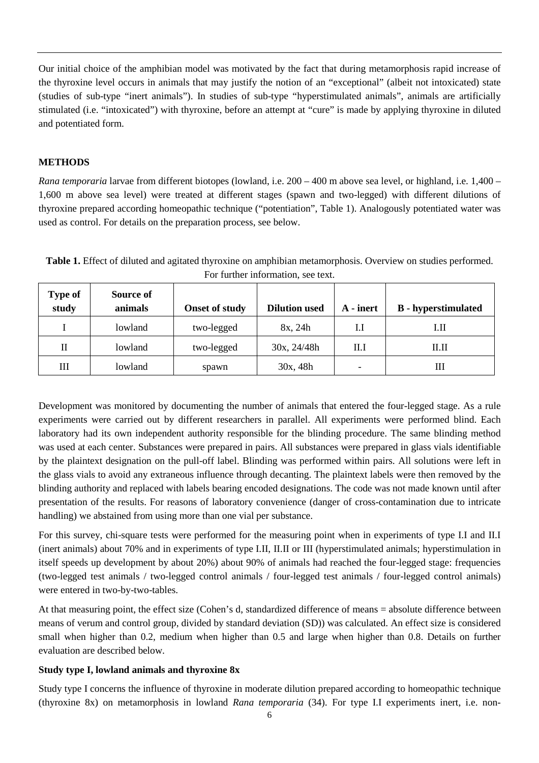Our initial choice of the amphibian model was motivated by the fact that during metamorphosis rapid increase of the thyroxine level occurs in animals that may justify the notion of an "exceptional" (albeit not intoxicated) state (studies of sub-type "inert animals"). In studies of sub-type "hyperstimulated animals", animals are artificially stimulated (i.e. "intoxicated") with thyroxine, before an attempt at "cure" is made by applying thyroxine in diluted and potentiated form.

## METHODS

*Rana temporaria* larvae from different biotopes (lowland, i.e. 200 – 400 m above sea level, or highland, i.e. 1,400 – 1,600 m above sea level) were treated at different stages (spawn and two-legged) with different dilutions of thyroxine prepared according homeopathic technique ("potentiation", Table 1). Analogously potentiated water was used as control. For details on the preparation process, see below.

**Table 1.** Effect of diluted and agitated thyroxine on amphibian metamorphosis. Overview on studies performed. For further information, see text.

| Type of study | Source of animals | Onset of study | Dilution used | A - inert | B - hyperstimulated |
|---|---|---|---|---|---|
| I | lowland | two-legged | 8x, 24h | I.I | I.II |
| II | lowland | two-legged | 30x, 24/48h | II.I | II.II |
| III | lowland | spawn | 30x, 48h | - | III |

Development was monitored by documenting the number of animals that entered the four-legged stage. As a rule experiments were carried out by different researchers in parallel. All experiments were performed blind. Each laboratory had its own independent authority responsible for the blinding procedure. The same blinding method was used at each center. Substances were prepared in pairs. All substances were prepared in glass vials identifiable by the plaintext designation on the pull-off label. Blinding was performed within pairs. All solutions were left in the glass vials to avoid any extraneous influence through decanting. The plaintext labels were then removed by the blinding authority and replaced with labels bearing encoded designations. The code was not made known until after presentation of the results. For reasons of laboratory convenience (danger of cross-contamination due to intricate handling) we abstained from using more than one vial per substance.

For this survey, chi-square tests were performed for the measuring point when in experiments of type I.I and II.I (inert animals) about 70% and in experiments of type I.II, II.II or III (hyperstimulated animals; hyperstimulation in itself speeds up development by about 20%) about 90% of animals had reached the four-legged stage: frequencies (two-legged test animals / two-legged control animals / four-legged test animals / four-legged control animals) were entered in two-by-two-tables.

At that measuring point, the effect size (Cohen's d, standardized difference of means = absolute difference between means of verum and control group, divided by standard deviation (SD)) was calculated. An effect size is considered small when higher than 0.2, medium when higher than 0.5 and large when higher than 0.8. Details on further evaluation are described below.

### Study type I, lowland animals and thyroxine 8x

Study type I concerns the influence of thyroxine in moderate dilution prepared according to homeopathic technique (thyroxine 8x) on metamorphosis in lowland *Rana temporaria* (34). For type I.I experiments inert, i.e. non-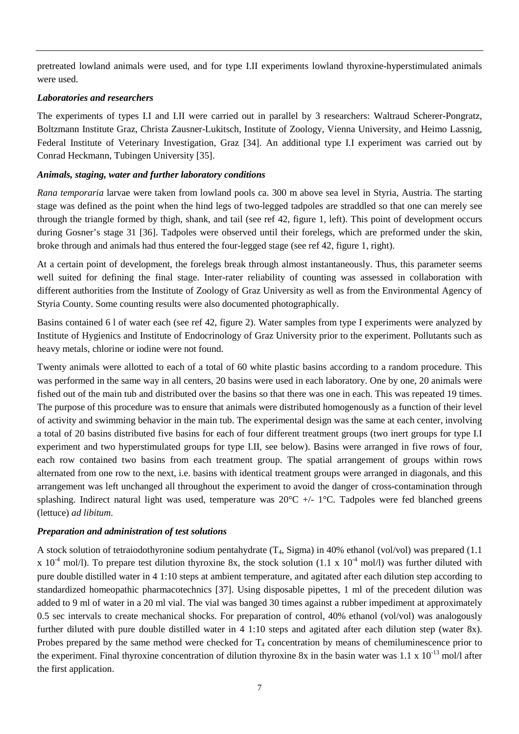pretreated lowland animals were used, and for type I.II experiments lowland thyroxine-hyperstimulated animals were used.

### *Laboratories and researchers*

The experiments of types I.I and I.II were carried out in parallel by 3 researchers: Waltraud Scherer-Pongratz, Boltzmann Institute Graz, Christa Zausner-Lukitsch, Institute of Zoology, Vienna University, and Heimo Lassnig, Federal Institute of Veterinary Investigation, Graz [34]. An additional type I.I experiment was carried out by Conrad Heckmann, Tubingen University [35].

### *Animals, staging, water and further laboratory conditions*

*Rana temporaria* larvae were taken from lowland pools ca. 300 m above sea level in Styria, Austria. The starting stage was defined as the point when the hind legs of two-legged tadpoles are straddled so that one can merely see through the triangle formed by thigh, shank, and tail (see ref 42, figure 1, left). This point of development occurs during Gosner's stage 31 [36]. Tadpoles were observed until their forelegs, which are preformed under the skin, broke through and animals had thus entered the four-legged stage (see ref 42, figure 1, right).

At a certain point of development, the forelegs break through almost instantaneously. Thus, this parameter seems well suited for defining the final stage. Inter-rater reliability of counting was assessed in collaboration with different authorities from the Institute of Zoology of Graz University as well as from the Environmental Agency of Styria County. Some counting results were also documented photographically.

Basins contained 6 l of water each (see ref 42, figure 2). Water samples from type I experiments were analyzed by Institute of Hygienics and Institute of Endocrinology of Graz University prior to the experiment. Pollutants such as heavy metals, chlorine or iodine were not found.

Twenty animals were allotted to each of a total of 60 white plastic basins according to a random procedure. This was performed in the same way in all centers, 20 basins were used in each laboratory. One by one, 20 animals were fished out of the main tub and distributed over the basins so that there was one in each. This was repeated 19 times. The purpose of this procedure was to ensure that animals were distributed homogenously as a function of their level of activity and swimming behavior in the main tub. The experimental design was the same at each center, involving a total of 20 basins distributed five basins for each of four different treatment groups (two inert groups for type I.I experiment and two hyperstimulated groups for type I.II, see below). Basins were arranged in five rows of four, each row contained two basins from each treatment group. The spatial arrangement of groups within rows alternated from one row to the next, i.e. basins with identical treatment groups were arranged in diagonals, and this arrangement was left unchanged all throughout the experiment to avoid the danger of cross-contamination through splashing. Indirect natural light was used, temperature was 20°C +/- 1°C. Tadpoles were fed blanched greens (lettuce) *ad libitum*.

### *Preparation and administration of test solutions*

A stock solution of tetraiodothyronine sodium pentahydrate ($T_4$, Sigma) in 40% ethanol (vol/vol) was prepared ($1.1 \times 10^{-4}$ mol/l). To prepare test dilution thyroxine 8x, the stock solution ($1.1 \times 10^{-4}$ mol/l) was further diluted with pure double distilled water in 4 1:10 steps at ambient temperature, and agitated after each dilution step according to standardized homeopathic pharmacotechnics [37]. Using disposable pipettes, 1 ml of the precedent dilution was added to 9 ml of water in a 20 ml vial. The vial was banged 30 times against a rubber impediment at approximately 0.5 sec intervals to create mechanical shocks. For preparation of control, 40% ethanol (vol/vol) was analogously further diluted with pure double distilled water in 4 1:10 steps and agitated after each dilution step (water 8x). Probes prepared by the same method were checked for $T_4$ concentration by means of chemiluminescence prior to the experiment. Final thyroxine concentration of dilution thyroxine 8x in the basin water was $1.1 \times 10^{-13}$ mol/l after the first application.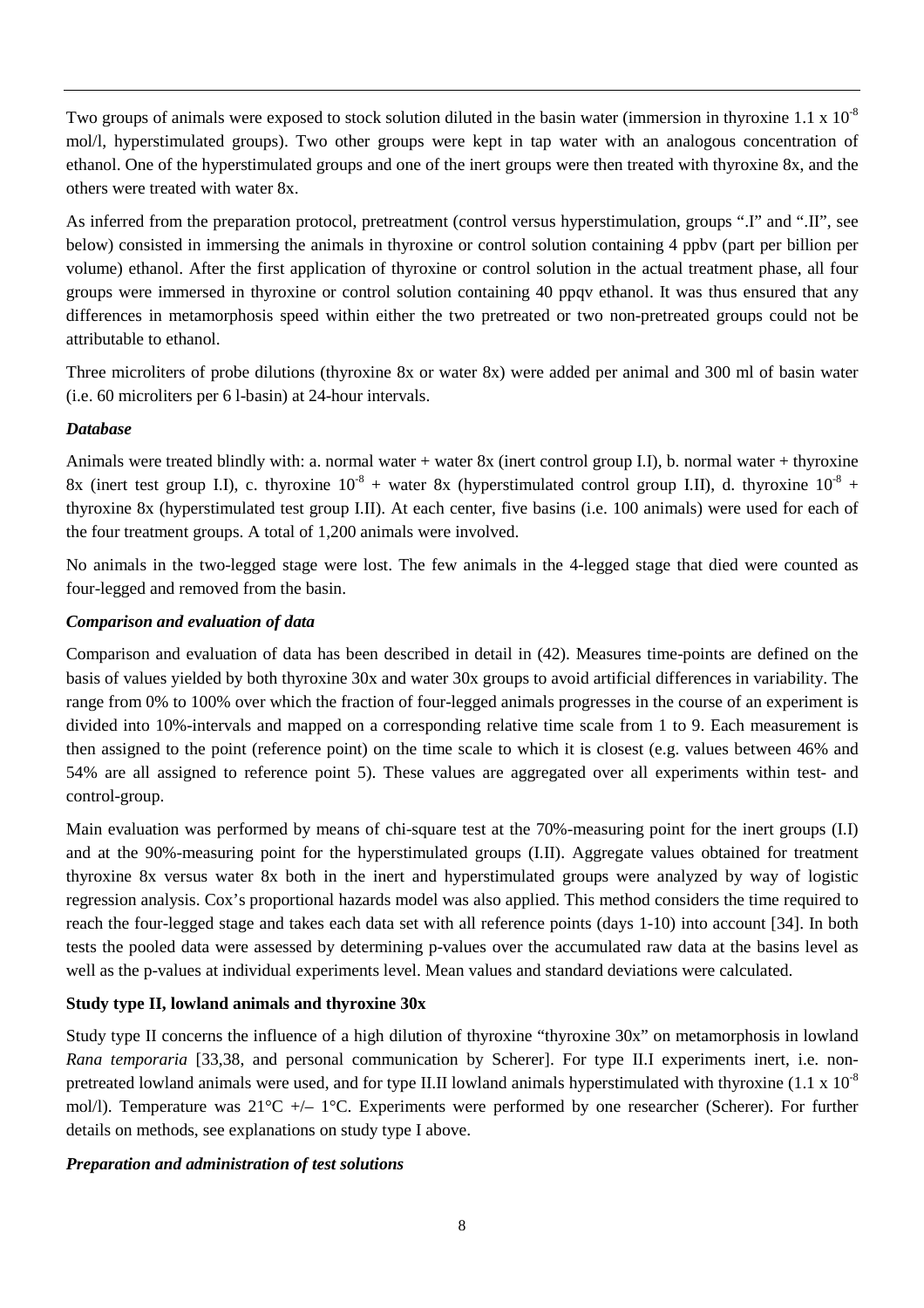Two groups of animals were exposed to stock solution diluted in the basin water (immersion in thyroxine $1.1 \times 10^{-8}$ mol/l, hyperstimulated groups). Two other groups were kept in tap water with an analogous concentration of ethanol. One of the hyperstimulated groups and one of the inert groups were then treated with thyroxine 8x, and the others were treated with water 8x.

As inferred from the preparation protocol, pretreatment (control versus hyperstimulation, groups ".I" and ".II", see below) consisted in immersing the animals in thyroxine or control solution containing 4 ppbv (part per billion per volume) ethanol. After the first application of thyroxine or control solution in the actual treatment phase, all four groups were immersed in thyroxine or control solution containing 40 ppqv ethanol. It was thus ensured that any differences in metamorphosis speed within either the two pretreated or two non-pretreated groups could not be attributable to ethanol.

Three microliters of probe dilutions (thyroxine 8x or water 8x) were added per animal and 300 ml of basin water (i.e. 60 microliters per 6 l-basin) at 24-hour intervals.

***Database***

Animals were treated blindly with: a. normal water + water 8x (inert control group I.I), b. normal water + thyroxine 8x (inert test group I.I), c. thyroxine $10^{-8}$ + water 8x (hyperstimulated control group I.II), d. thyroxine $10^{-8}$ + thyroxine 8x (hyperstimulated test group I.II). At each center, five basins (i.e. 100 animals) were used for each of the four treatment groups. A total of 1,200 animals were involved.

No animals in the two-legged stage were lost. The few animals in the 4-legged stage that died were counted as four-legged and removed from the basin.

***Comparison and evaluation of data***

Comparison and evaluation of data has been described in detail in (42). Measures time-points are defined on the basis of values yielded by both thyroxine 30x and water 30x groups to avoid artificial differences in variability. The range from 0% to 100% over which the fraction of four-legged animals progresses in the course of an experiment is divided into 10%-intervals and mapped on a corresponding relative time scale from 1 to 9. Each measurement is then assigned to the point (reference point) on the time scale to which it is closest (e.g. values between 46% and 54% are all assigned to reference point 5). These values are aggregated over all experiments within test- and control-group.

Main evaluation was performed by means of chi-square test at the 70%-measuring point for the inert groups (I.I) and at the 90%-measuring point for the hyperstimulated groups (I.II). Aggregate values obtained for treatment thyroxine 8x versus water 8x both in the inert and hyperstimulated groups were analyzed by way of logistic regression analysis. Cox's proportional hazards model was also applied. This method considers the time required to reach the four-legged stage and takes each data set with all reference points (days 1-10) into account [34]. In both tests the pooled data were assessed by determining p-values over the accumulated raw data at the basins level as well as the p-values at individual experiments level. Mean values and standard deviations were calculated.

**Study type II, lowland animals and thyroxine 30x**

Study type II concerns the influence of a high dilution of thyroxine "thyroxine 30x" on metamorphosis in lowland *Rana temporaria* [33,38, and personal communication by Scherer]. For type II.I experiments inert, i.e. non-pretreated lowland animals were used, and for type II.II lowland animals hyperstimulated with thyroxine ($1.1 \times 10^{-8}$ mol/l). Temperature was 21°C +/– 1°C. Experiments were performed by one researcher (Scherer). For further details on methods, see explanations on study type I above.

***Preparation and administration of test solutions***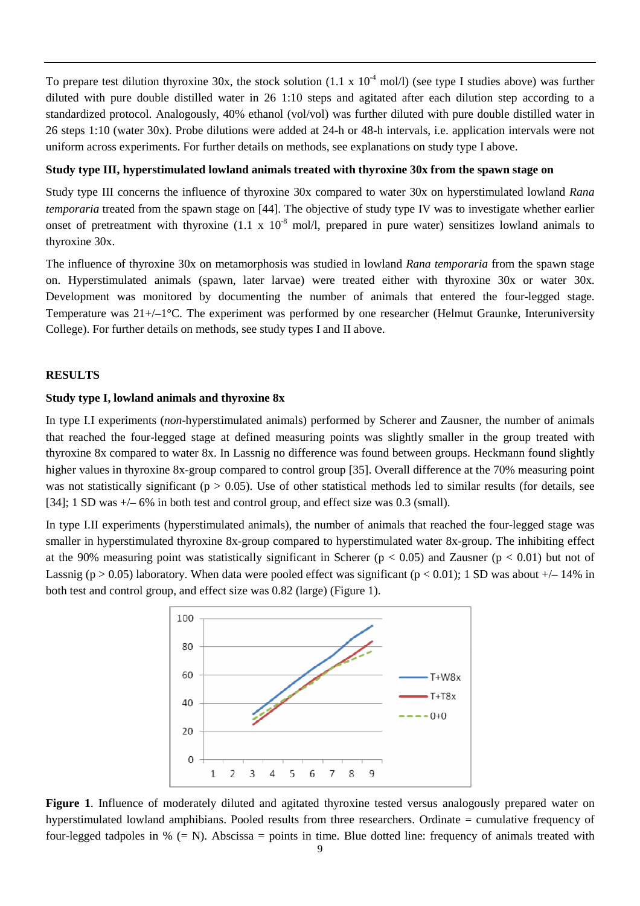To prepare test dilution thyroxine 30x, the stock solution (1.1 x $10^{-4}$ mol/l) (see type I studies above) was further diluted with pure double distilled water in 26 1:10 steps and agitated after each dilution step according to a standardized protocol. Analogously, 40% ethanol (vol/vol) was further diluted with pure double distilled water in 26 steps 1:10 (water 30x). Probe dilutions were added at 24-h or 48-h intervals, i.e. application intervals were not uniform across experiments. For further details on methods, see explanations on study type I above.

**Study type III, hyperstimulated lowland animals treated with thyroxine 30x from the spawn stage on**

Study type III concerns the influence of thyroxine 30x compared to water 30x on hyperstimulated lowland *Rana temporaria* treated from the spawn stage on [44]. The objective of study type IV was to investigate whether earlier onset of pretreatment with thyroxine (1.1 x $10^{-8}$ mol/l, prepared in pure water) sensitizes lowland animals to thyroxine 30x.

The influence of thyroxine 30x on metamorphosis was studied in lowland *Rana temporaria* from the spawn stage on. Hyperstimulated animals (spawn, later larvae) were treated either with thyroxine 30x or water 30x. Development was monitored by documenting the number of animals that entered the four-legged stage. Temperature was 21+/–1°C. The experiment was performed by one researcher (Helmut Graunke, Interuniversity College). For further details on methods, see study types I and II above.

## RESULTS

**Study type I, lowland animals and thyroxine 8x**

In type I.I experiments (*non*-hyperstimulated animals) performed by Scherer and Zausner, the number of animals that reached the four-legged stage at defined measuring points was slightly smaller in the group treated with thyroxine 8x compared to water 8x. In Lassnig no difference was found between groups. Heckmann found slightly higher values in thyroxine 8x-group compared to control group [35]. Overall difference at the 70% measuring point was not statistically significant ($p > 0.05$). Use of other statistical methods led to similar results (for details, see [34]; 1 SD was +/– 6% in both test and control group, and effect size was 0.3 (small).

In type I.II experiments (hyperstimulated animals), the number of animals that reached the four-legged stage was smaller in hyperstimulated thyroxine 8x-group compared to hyperstimulated water 8x-group. The inhibiting effect at the 90% measuring point was statistically significant in Scherer ($p < 0.05$) and Zausner ($p < 0.01$) but not of Lassnig ($p > 0.05$) laboratory. When data were pooled effect was significant ($p < 0.01$); 1 SD was about +/– 14% in both test and control group, and effect size was 0.82 (large) (Figure 1).

**Figure 1**. Influence of moderately diluted and agitated thyroxine tested versus analogously prepared water on hyperstimulated lowland amphibians. Pooled results from three researchers. Ordinate = cumulative frequency of four-legged tadpoles in % (= N). Abscissa = points in time. Blue dotted line: frequency of animals treated with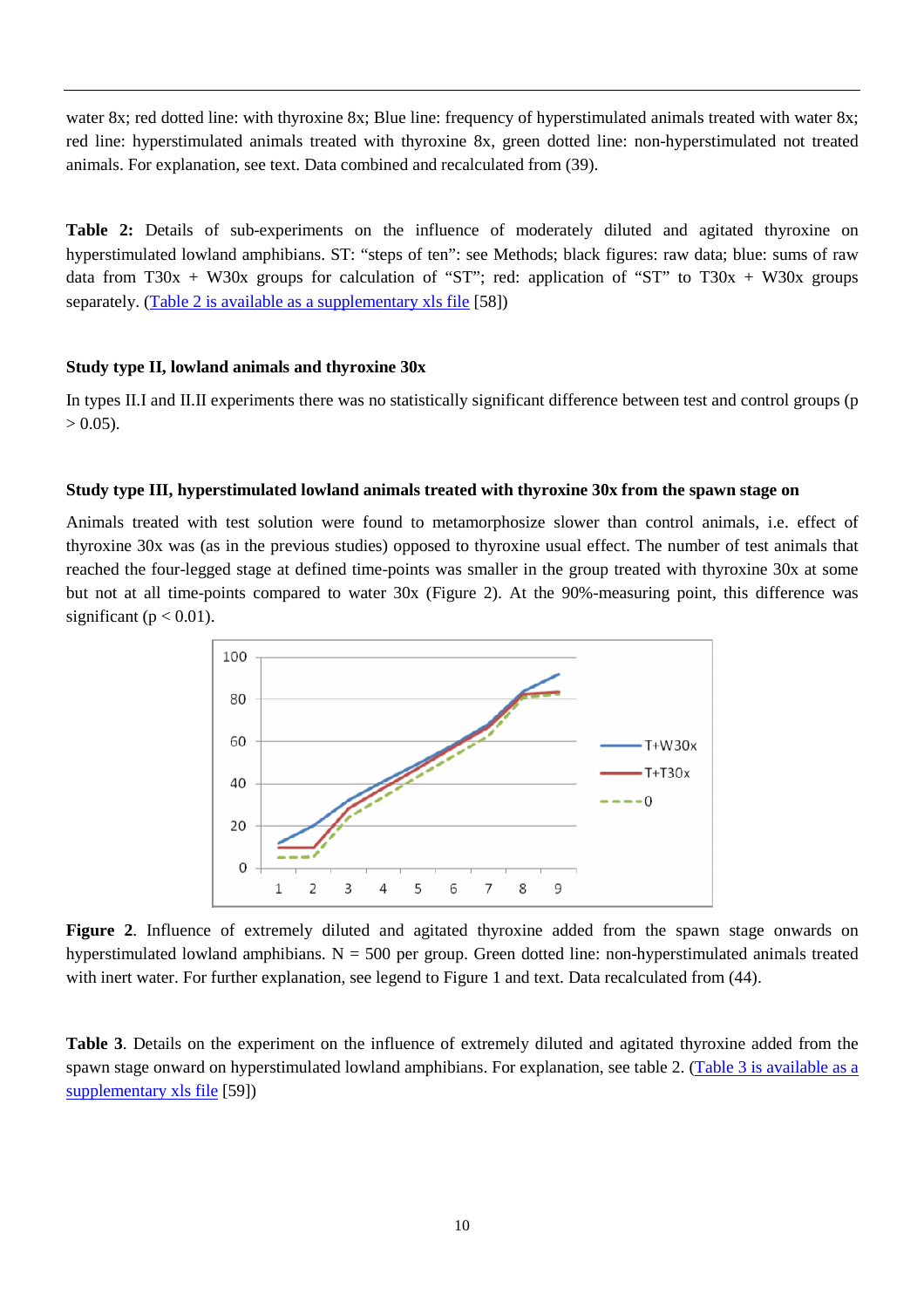water 8x; red dotted line: with thyroxine 8x; Blue line: frequency of hyperstimulated animals treated with water 8x; red line: hyperstimulated animals treated with thyroxine 8x, green dotted line: non-hyperstimulated not treated animals. For explanation, see text. Data combined and recalculated from (39).

**Table 2:** Details of sub-experiments on the influence of moderately diluted and agitated thyroxine on hyperstimulated lowland amphibians. ST: "steps of ten": see Methods; black figures: raw data; blue: sums of raw data from T30x + W30x groups for calculation of "ST"; red: application of "ST" to T30x + W30x groups separately. (Table 2 is available as a supplementary xls file [58])

### Study type II, lowland animals and thyroxine 30x

In types II.I and II.II experiments there was no statistically significant difference between test and control groups ($p > 0.05$).

### Study type III, hyperstimulated lowland animals treated with thyroxine 30x from the spawn stage on

Animals treated with test solution were found to metamorphosize slower than control animals, i.e. effect of thyroxine 30x was (as in the previous studies) opposed to thyroxine usual effect. The number of test animals that reached the four-legged stage at defined time-points was smaller in the group treated with thyroxine 30x at some but not at all time-points compared to water 30x (Figure 2). At the 90%-measuring point, this difference was significant ($p < 0.01$).

**Figure 2**. Influence of extremely diluted and agitated thyroxine added from the spawn stage onwards on hyperstimulated lowland amphibians. N = 500 per group. Green dotted line: non-hyperstimulated animals treated with inert water. For further explanation, see legend to Figure 1 and text. Data recalculated from (44).

**Table 3**. Details on the experiment on the influence of extremely diluted and agitated thyroxine added from the spawn stage onward on hyperstimulated lowland amphibians. For explanation, see table 2. (Table 3 is available as a supplementary xls file [59])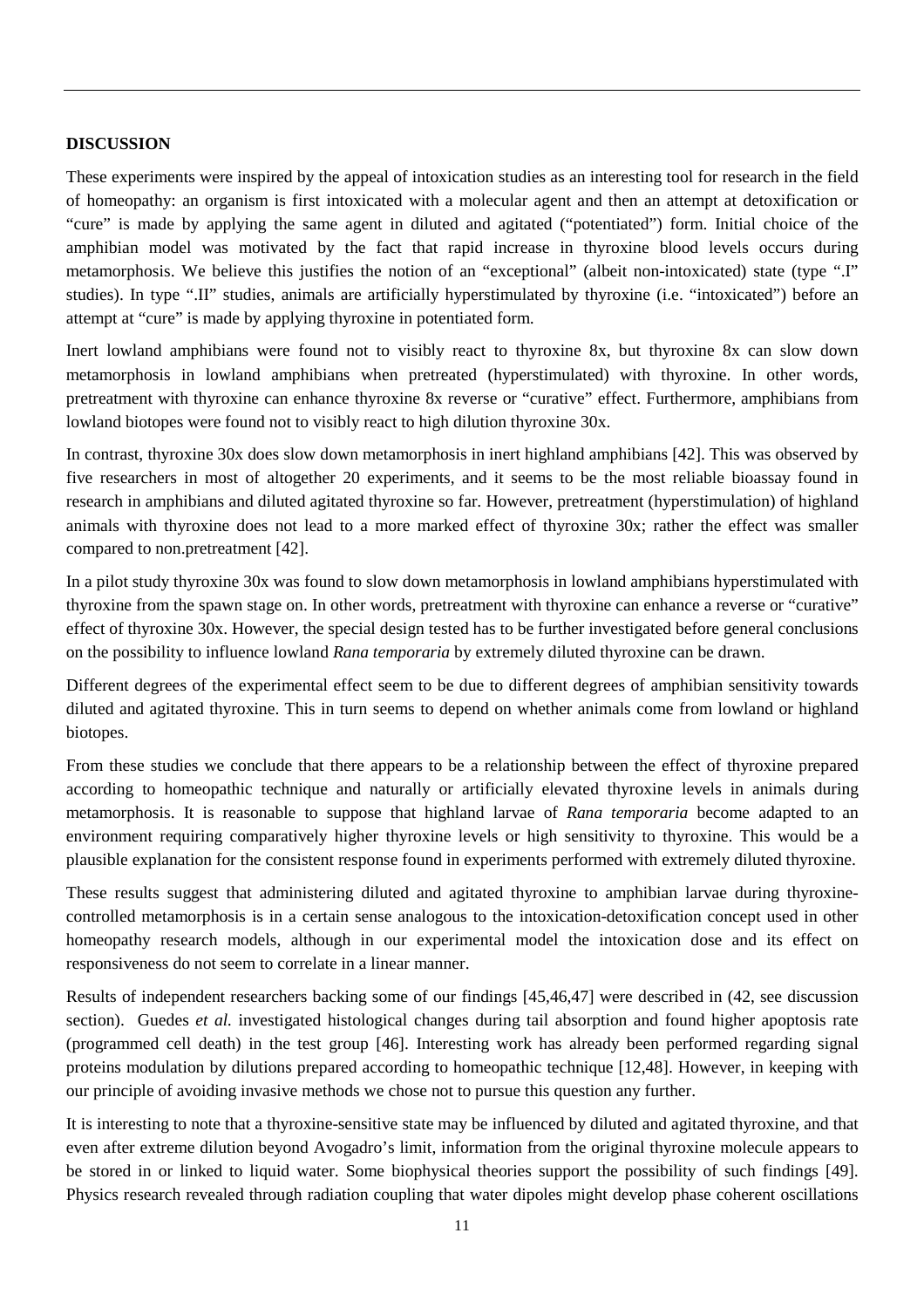**DISCUSSION**

These experiments were inspired by the appeal of intoxication studies as an interesting tool for research in the field of homeopathy: an organism is first intoxicated with a molecular agent and then an attempt at detoxification or "cure" is made by applying the same agent in diluted and agitated ("potentiated") form. Initial choice of the amphibian model was motivated by the fact that rapid increase in thyroxine blood levels occurs during metamorphosis. We believe this justifies the notion of an "exceptional" (albeit non-intoxicated) state (type ".I" studies). In type ".II" studies, animals are artificially hyperstimulated by thyroxine (i.e. "intoxicated") before an attempt at "cure" is made by applying thyroxine in potentiated form.

Inert lowland amphibians were found not to visibly react to thyroxine 8x, but thyroxine 8x can slow down metamorphosis in lowland amphibians when pretreated (hyperstimulated) with thyroxine. In other words, pretreatment with thyroxine can enhance thyroxine 8x reverse or "curative" effect. Furthermore, amphibians from lowland biotopes were found not to visibly react to high dilution thyroxine 30x.

In contrast, thyroxine 30x does slow down metamorphosis in inert highland amphibians [42]. This was observed by five researchers in most of altogether 20 experiments, and it seems to be the most reliable bioassay found in research in amphibians and diluted agitated thyroxine so far. However, pretreatment (hyperstimulation) of highland animals with thyroxine does not lead to a more marked effect of thyroxine 30x; rather the effect was smaller compared to non.pretreatment [42].

In a pilot study thyroxine 30x was found to slow down metamorphosis in lowland amphibians hyperstimulated with thyroxine from the spawn stage on. In other words, pretreatment with thyroxine can enhance a reverse or "curative" effect of thyroxine 30x. However, the special design tested has to be further investigated before general conclusions on the possibility to influence lowland *Rana temporaria* by extremely diluted thyroxine can be drawn.

Different degrees of the experimental effect seem to be due to different degrees of amphibian sensitivity towards diluted and agitated thyroxine. This in turn seems to depend on whether animals come from lowland or highland biotopes.

From these studies we conclude that there appears to be a relationship between the effect of thyroxine prepared according to homeopathic technique and naturally or artificially elevated thyroxine levels in animals during metamorphosis. It is reasonable to suppose that highland larvae of *Rana temporaria* become adapted to an environment requiring comparatively higher thyroxine levels or high sensitivity to thyroxine. This would be a plausible explanation for the consistent response found in experiments performed with extremely diluted thyroxine.

These results suggest that administering diluted and agitated thyroxine to amphibian larvae during thyroxine-controlled metamorphosis is in a certain sense analogous to the intoxication-detoxification concept used in other homeopathy research models, although in our experimental model the intoxication dose and its effect on responsiveness do not seem to correlate in a linear manner.

Results of independent researchers backing some of our findings [45,46,47] were described in (42, see discussion section). Guedes *et al.* investigated histological changes during tail absorption and found higher apoptosis rate (programmed cell death) in the test group [46]. Interesting work has already been performed regarding signal proteins modulation by dilutions prepared according to homeopathic technique [12,48]. However, in keeping with our principle of avoiding invasive methods we chose not to pursue this question any further.

It is interesting to note that a thyroxine-sensitive state may be influenced by diluted and agitated thyroxine, and that even after extreme dilution beyond Avogadro's limit, information from the original thyroxine molecule appears to be stored in or linked to liquid water. Some biophysical theories support the possibility of such findings [49]. Physics research revealed through radiation coupling that water dipoles might develop phase coherent oscillations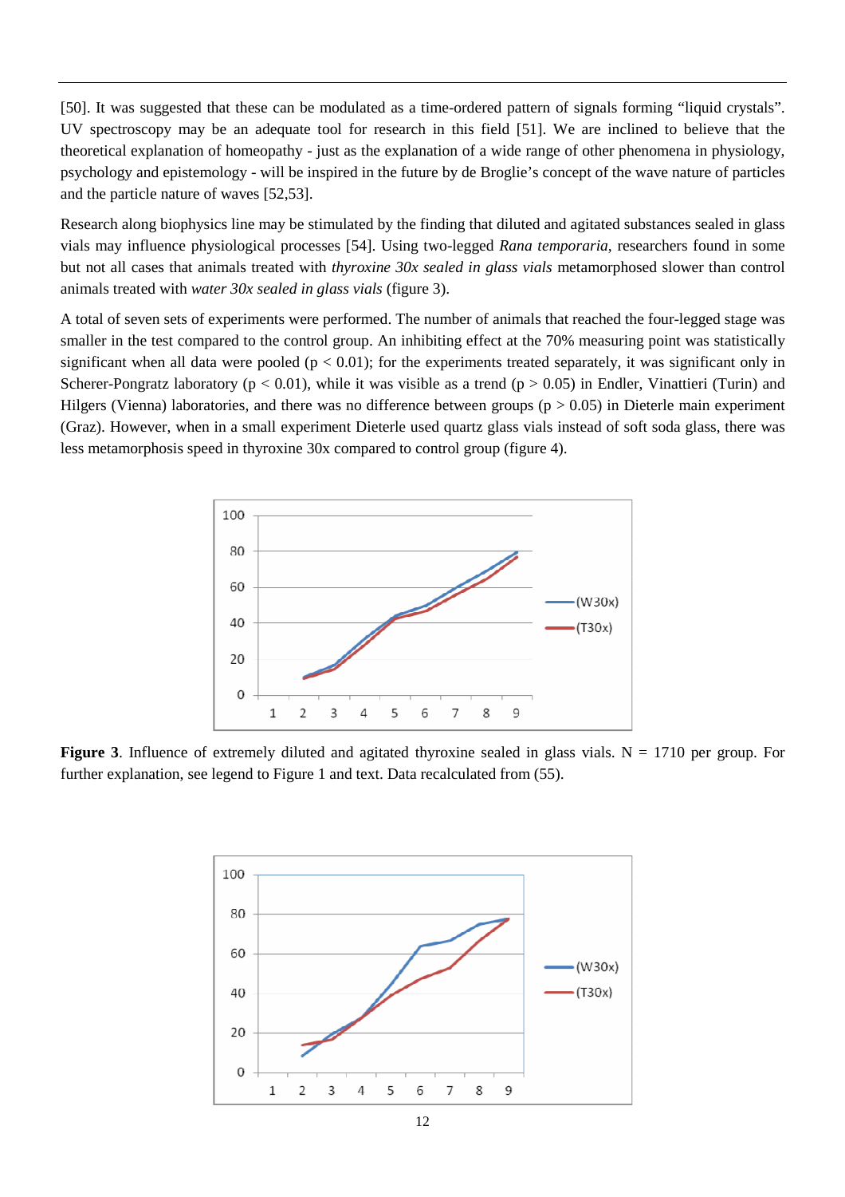[50]. It was suggested that these can be modulated as a time-ordered pattern of signals forming "liquid crystals". UV spectroscopy may be an adequate tool for research in this field [51]. We are inclined to believe that the theoretical explanation of homeopathy - just as the explanation of a wide range of other phenomena in physiology, psychology and epistemology - will be inspired in the future by de Broglie's concept of the wave nature of particles and the particle nature of waves [52,53].

Research along biophysics line may be stimulated by the finding that diluted and agitated substances sealed in glass vials may influence physiological processes [54]. Using two-legged *Rana temporaria*, researchers found in some but not all cases that animals treated with *thyroxine 30x sealed in glass vials* metamorphosed slower than control animals treated with *water 30x sealed in glass vials* (figure 3).

A total of seven sets of experiments were performed. The number of animals that reached the four-legged stage was smaller in the test compared to the control group. An inhibiting effect at the 70% measuring point was statistically significant when all data were pooled ($p < 0.01$); for the experiments treated separately, it was significant only in Scherer-Pongratz laboratory ($p < 0.01$), while it was visible as a trend ($p > 0.05$) in Endler, Vinattieri (Turin) and Hilgers (Vienna) laboratories, and there was no difference between groups ($p > 0.05$) in Dieterle main experiment (Graz). However, when in a small experiment Dieterle used quartz glass vials instead of soft soda glass, there was less metamorphosis speed in thyroxine 30x compared to control group (figure 4).

**Figure 3**. Influence of extremely diluted and agitated thyroxine sealed in glass vials. N = 1710 per group. For further explanation, see legend to Figure 1 and text. Data recalculated from (55).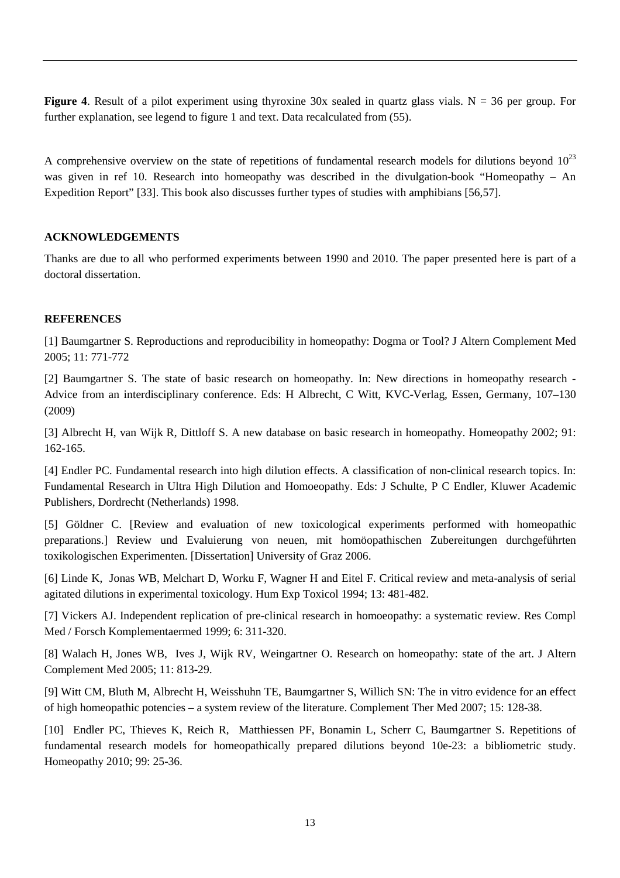**Figure 4**. Result of a pilot experiment using thyroxine 30x sealed in quartz glass vials. N = 36 per group. For further explanation, see legend to figure 1 and text. Data recalculated from (55).

A comprehensive overview on the state of repetitions of fundamental research models for dilutions beyond $10^{23}$ was given in ref 10. Research into homeopathy was described in the divulgation-book "Homeopathy – An Expedition Report" [33]. This book also discusses further types of studies with amphibians [56,57].

## ACKNOWLEDGEMENTS

Thanks are due to all who performed experiments between 1990 and 2010. The paper presented here is part of a doctoral dissertation.

## REFERENCES

[1] Baumgartner S. Reproductions and reproducibility in homeopathy: Dogma or Tool? J Altern Complement Med 2005; 11: 771-772

[2] Baumgartner S. The state of basic research on homeopathy. In: New directions in homeopathy research - Advice from an interdisciplinary conference. Eds: H Albrecht, C Witt, KVC-Verlag, Essen, Germany, 107–130 (2009)

[3] Albrecht H, van Wijk R, Dittloff S. A new database on basic research in homeopathy. Homeopathy 2002; 91: 162-165.

[4] Endler PC. Fundamental research into high dilution effects. A classification of non-clinical research topics. In: Fundamental Research in Ultra High Dilution and Homoeopathy. Eds: J Schulte, P C Endler, Kluwer Academic Publishers, Dordrecht (Netherlands) 1998.

[5] Göldner C. [Review and evaluation of new toxicological experiments performed with homeopathic preparations.] Review und Evaluierung von neuen, mit homöopathischen Zubereitungen durchgeführten toxikologischen Experimenten. [Dissertation] University of Graz 2006.

[6] Linde K, Jonas WB, Melchart D, Worku F, Wagner H and Eitel F. Critical review and meta-analysis of serial agitated dilutions in experimental toxicology. Hum Exp Toxicol 1994; 13: 481-482.

[7] Vickers AJ. Independent replication of pre-clinical research in homoeopathy: a systematic review. Res Compl Med / Forsch Komplementaermed 1999; 6: 311-320.

[8] Walach H, Jones WB, Ives J, Wijk RV, Weingartner O. Research on homeopathy: state of the art. J Altern Complement Med 2005; 11: 813-29.

[9] Witt CM, Bluth M, Albrecht H, Weisshuhn TE, Baumgartner S, Willich SN: The in vitro evidence for an effect of high homeopathic potencies – a system review of the literature. Complement Ther Med 2007; 15: 128-38.

[10] Endler PC, Thieves K, Reich R, Matthiessen PF, Bonamin L, Scherr C, Baumgartner S. Repetitions of fundamental research models for homeopathically prepared dilutions beyond 10e-23: a bibliometric study. Homeopathy 2010; 99: 25-36.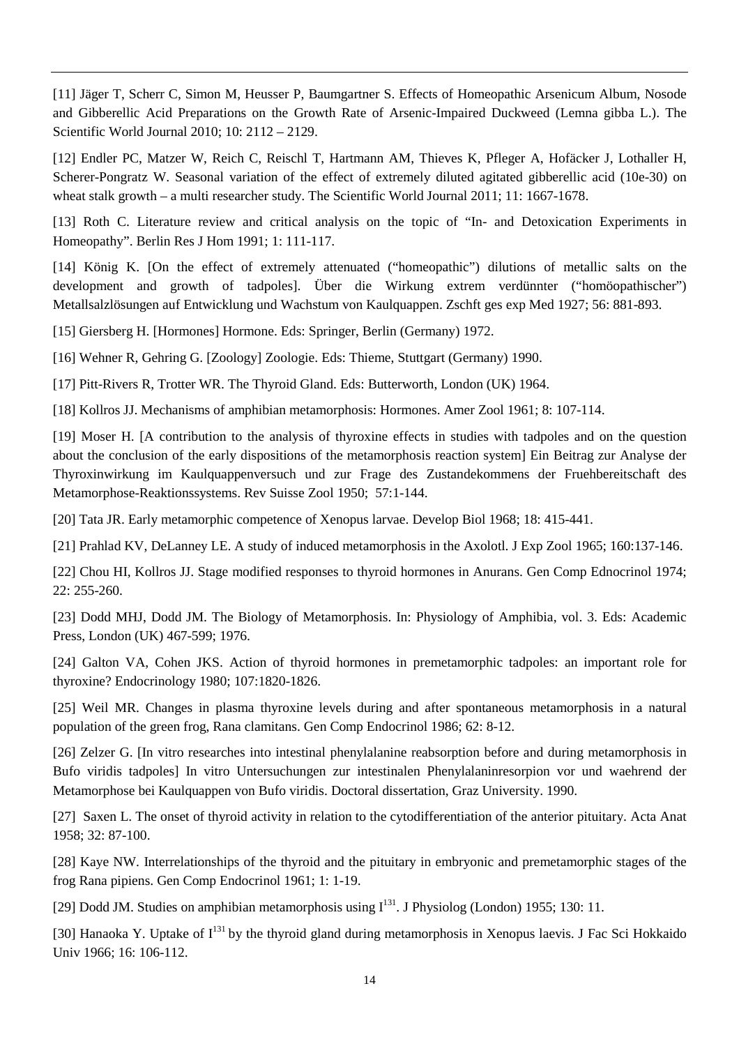[11] Jäger T, Scherr C, Simon M, Heusser P, Baumgartner S. Effects of Homeopathic Arsenicum Album, Nosode and Gibberellic Acid Preparations on the Growth Rate of Arsenic-Impaired Duckweed (Lemna gibba L.). The Scientific World Journal 2010; 10: 2112 – 2129.

[12] Endler PC, Matzer W, Reich C, Reischl T, Hartmann AM, Thieves K, Pfleger A, Hofäcker J, Lothaller H, Scherer-Pongratz W. Seasonal variation of the effect of extremely diluted agitated gibberellic acid (10e-30) on wheat stalk growth – a multi researcher study. The Scientific World Journal 2011; 11: 1667-1678.

[13] Roth C. Literature review and critical analysis on the topic of "In- and Detoxication Experiments in Homeopathy". Berlin Res J Hom 1991; 1: 111-117.

[14] König K. [On the effect of extremely attenuated ("homeopathic") dilutions of metallic salts on the development and growth of tadpoles]. Über die Wirkung extrem verdünnter ("homöopathischer") Metallsalzlösungen auf Entwicklung und Wachstum von Kaulquappen. Zschft ges exp Med 1927; 56: 881-893.

[15] Giersberg H. [Hormones] Hormone. Eds: Springer, Berlin (Germany) 1972.

[16] Wehner R, Gehring G. [Zoology] Zoologie. Eds: Thieme, Stuttgart (Germany) 1990.

[17] Pitt-Rivers R, Trotter WR. The Thyroid Gland. Eds: Butterworth, London (UK) 1964.

[18] Kollros JJ. Mechanisms of amphibian metamorphosis: Hormones. Amer Zool 1961; 8: 107-114.

[19] Moser H. [A contribution to the analysis of thyroxine effects in studies with tadpoles and on the question about the conclusion of the early dispositions of the metamorphosis reaction system] Ein Beitrag zur Analyse der Thyroxinwirkung im Kaulquappenversuch und zur Frage des Zustandekommens der Fruehbereitschaft des Metamorphose-Reaktionssystems. Rev Suisse Zool 1950; 57:1-144.

[20] Tata JR. Early metamorphic competence of Xenopus larvae. Develop Biol 1968; 18: 415-441.

[21] Prahlad KV, DeLanney LE. A study of induced metamorphosis in the Axolotl. J Exp Zool 1965; 160:137-146.

[22] Chou HI, Kollros JJ. Stage modified responses to thyroid hormones in Anurans. Gen Comp Ednocrinol 1974; 22: 255-260.

[23] Dodd MHJ, Dodd JM. The Biology of Metamorphosis. In: Physiology of Amphibia, vol. 3. Eds: Academic Press, London (UK) 467-599; 1976.

[24] Galton VA, Cohen JKS. Action of thyroid hormones in premetamorphic tadpoles: an important role for thyroxine? Endocrinology 1980; 107:1820-1826.

[25] Weil MR. Changes in plasma thyroxine levels during and after spontaneous metamorphosis in a natural population of the green frog, Rana clamitans. Gen Comp Endocrinol 1986; 62: 8-12.

[26] Zelzer G. [In vitro researches into intestinal phenylalanine reabsorption before and during metamorphosis in Bufo viridis tadpoles] In vitro Untersuchungen zur intestinalen Phenylalaninresorpion vor und waehrend der Metamorphose bei Kaulquappen von Bufo viridis. Doctoral dissertation, Graz University. 1990.

[27] Saxen L. The onset of thyroid activity in relation to the cytodifferentiation of the anterior pituitary. Acta Anat 1958; 32: 87-100.

[28] Kaye NW. Interrelationships of the thyroid and the pituitary in embryonic and premetamorphic stages of the frog Rana pipiens. Gen Comp Endocrinol 1961; 1: 1-19.

[29] Dodd JM. Studies on amphibian metamorphosis using $I^{131}$. J Physiolog (London) 1955; 130: 11.

[30] Hanaoka Y. Uptake of $I^{131}$ by the thyroid gland during metamorphosis in Xenopus laevis. J Fac Sci Hokkaido Univ 1966; 16: 106-112.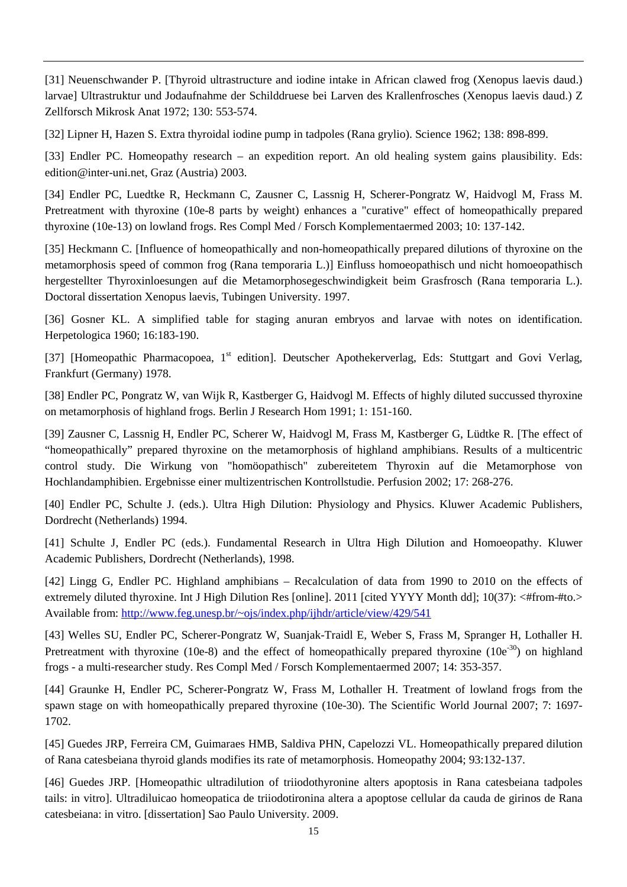[31] Neuenschwander P. [Thyroid ultrastructure and iodine intake in African clawed frog (Xenopus laevis daud.) larvae] Ultrastruktur und Jodaufnahme der Schilddruese bei Larven des Krallenfrosches (Xenopus laevis daud.) Z Zellforsch Mikrosk Anat 1972; 130: 553-574.

[32] Lipner H, Hazen S. Extra thyroidal iodine pump in tadpoles (Rana grylio). Science 1962; 138: 898-899.

[33] Endler PC. Homeopathy research – an expedition report. An old healing system gains plausibility. Eds: edition@inter-uni.net, Graz (Austria) 2003.

[34] Endler PC, Luedtke R, Heckmann C, Zausner C, Lassnig H, Scherer-Pongratz W, Haidvogl M, Frass M. Pretreatment with thyroxine (10e-8 parts by weight) enhances a "curative" effect of homeopathically prepared thyroxine (10e-13) on lowland frogs. Res Compl Med / Forsch Komplementaermed 2003; 10: 137-142.

[35] Heckmann C. [Influence of homeopathically and non-homeopathically prepared dilutions of thyroxine on the metamorphosis speed of common frog (Rana temporaria L.)] Einfluss homoeopathisch und nicht homoeopathisch hergestellter Thyroxinloesungen auf die Metamorphosegeschwindigkeit beim Grasfrosch (Rana temporaria L.). Doctoral dissertation Xenopus laevis, Tubingen University. 1997.

[36] Gosner KL. A simplified table for staging anuran embryos and larvae with notes on identification. Herpetologica 1960; 16:183-190.

[37] [Homeopathic Pharmacopoea, 1st edition]. Deutscher Apothekerverlag, Eds: Stuttgart and Govi Verlag, Frankfurt (Germany) 1978.

[38] Endler PC, Pongratz W, van Wijk R, Kastberger G, Haidvogl M. Effects of highly diluted succussed thyroxine on metamorphosis of highland frogs. Berlin J Research Hom 1991; 1: 151-160.

[39] Zausner C, Lassnig H, Endler PC, Scherer W, Haidvogl M, Frass M, Kastberger G, Lüdtke R. [The effect of "homeopathically" prepared thyroxine on the metamorphosis of highland amphibians. Results of a multicentric control study. Die Wirkung von "homöopathisch" zubereitetem Thyroxin auf die Metamorphose von Hochlandamphibien. Ergebnisse einer multizentrischen Kontrollstudie. Perfusion 2002; 17: 268-276.

[40] Endler PC, Schulte J. (eds.). Ultra High Dilution: Physiology and Physics. Kluwer Academic Publishers, Dordrecht (Netherlands) 1994.

[41] Schulte J, Endler PC (eds.). Fundamental Research in Ultra High Dilution and Homoeopathy. Kluwer Academic Publishers, Dordrecht (Netherlands), 1998.

[42] Lingg G, Endler PC. Highland amphibians – Recalculation of data from 1990 to 2010 on the effects of extremely diluted thyroxine. Int J High Dilution Res [online]. 2011 [cited YYYY Month dd]; 10(37): <#from-#to.> Available from: http://www.feg.unesp.br/~ojs/index.php/ijhdr/article/view/429/541

[43] Welles SU, Endler PC, Scherer-Pongratz W, Suanjak-Traidl E, Weber S, Frass M, Spranger H, Lothaller H. Pretreatment with thyroxine (10e-8) and the effect of homeopathically prepared thyroxine ($10e^{-30}$) on highland frogs - a multi-researcher study. Res Compl Med / Forsch Komplementaermed 2007; 14: 353-357.

[44] Graunke H, Endler PC, Scherer-Pongratz W, Frass M, Lothaller H. Treatment of lowland frogs from the spawn stage on with homeopathically prepared thyroxine (10e-30). The Scientific World Journal 2007; 7: 1697-1702.

[45] Guedes JRP, Ferreira CM, Guimaraes HMB, Saldiva PHN, Capelozzi VL. Homeopathically prepared dilution of Rana catesbeiana thyroid glands modifies its rate of metamorphosis. Homeopathy 2004; 93:132-137.

[46] Guedes JRP. [Homeopathic ultradilution of triiodothyronine alters apoptosis in Rana catesbeiana tadpoles tails: in vitro]. Ultradiluicao homeopatica de triiodotironina altera a apoptose celular da cauda de girinos de Rana catesbeiana: in vitro. [dissertation] Sao Paulo University. 2009.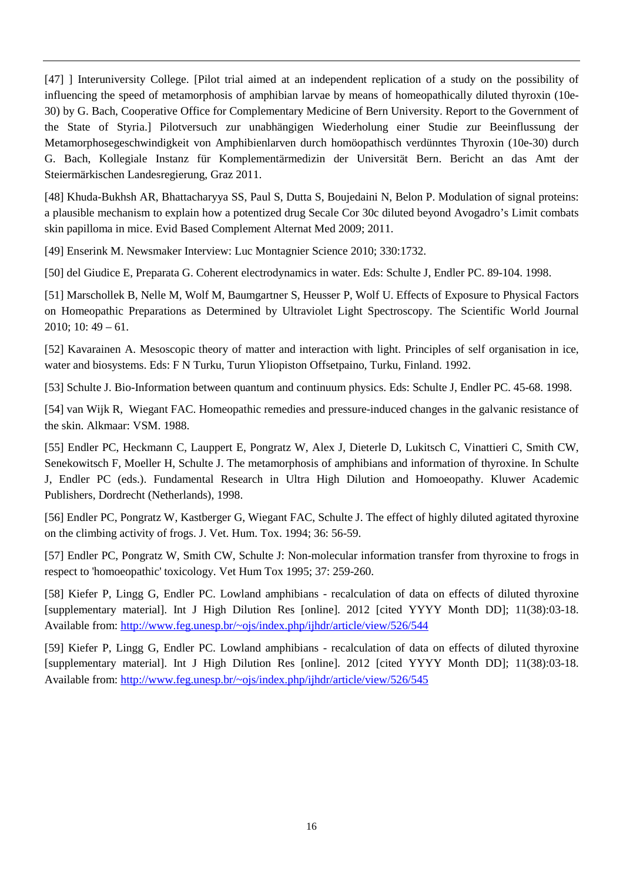[47] ] Interuniversity College. [Pilot trial aimed at an independent replication of a study on the possibility of influencing the speed of metamorphosis of amphibian larvae by means of homeopathically diluted thyroxin (10e-30) by G. Bach, Cooperative Office for Complementary Medicine of Bern University. Report to the Government of the State of Styria.] Pilotversuch zur unabhängigen Wiederholung einer Studie zur Beeinflussung der Metamorphosegeschwindigkeit von Amphibienlarven durch homöopathisch verdünntes Thyroxin (10e-30) durch G. Bach, Kollegiale Instanz für Komplementärmedizin der Universität Bern. Bericht an das Amt der Steiermärkischen Landesregierung, Graz 2011.

[48] Khuda-Bukhsh AR, Bhattacharyya SS, Paul S, Dutta S, Boujedaini N, Belon P. Modulation of signal proteins: a plausible mechanism to explain how a potentized drug Secale Cor 30c diluted beyond Avogadro's Limit combats skin papilloma in mice. Evid Based Complement Alternat Med 2009; 2011.

[49] Enserink M. Newsmaker Interview: Luc Montagnier Science 2010; 330:1732.

[50] del Giudice E, Preparata G. Coherent electrodynamics in water. Eds: Schulte J, Endler PC. 89-104. 1998.

[51] Marschollek B, Nelle M, Wolf M, Baumgartner S, Heusser P, Wolf U. Effects of Exposure to Physical Factors on Homeopathic Preparations as Determined by Ultraviolet Light Spectroscopy. The Scientific World Journal 2010; 10: 49 – 61.

[52] Kavarainen A. Mesoscopic theory of matter and interaction with light. Principles of self organisation in ice, water and biosystems. Eds: F N Turku, Turun Yliopiston Offsetpaino, Turku, Finland. 1992.

[53] Schulte J. Bio-Information between quantum and continuum physics. Eds: Schulte J, Endler PC. 45-68. 1998.

[54] van Wijk R, Wiegant FAC. Homeopathic remedies and pressure-induced changes in the galvanic resistance of the skin. Alkmaar: VSM. 1988.

[55] Endler PC, Heckmann C, Lauppert E, Pongratz W, Alex J, Dieterle D, Lukitsch C, Vinattieri C, Smith CW, Senekowitsch F, Moeller H, Schulte J. The metamorphosis of amphibians and information of thyroxine. In Schulte J, Endler PC (eds.). Fundamental Research in Ultra High Dilution and Homoeopathy. Kluwer Academic Publishers, Dordrecht (Netherlands), 1998.

[56] Endler PC, Pongratz W, Kastberger G, Wiegant FAC, Schulte J. The effect of highly diluted agitated thyroxine on the climbing activity of frogs. J. Vet. Hum. Tox. 1994; 36: 56-59.

[57] Endler PC, Pongratz W, Smith CW, Schulte J: Non-molecular information transfer from thyroxine to frogs in respect to 'homoeopathic' toxicology. Vet Hum Tox 1995; 37: 259-260.

[58] Kiefer P, Lingg G, Endler PC. Lowland amphibians - recalculation of data on effects of diluted thyroxine [supplementary material]. Int J High Dilution Res [online]. 2012 [cited YYYY Month DD]; 11(38):03-18. Available from: http://www.feg.unesp.br/~ojs/index.php/ijhdr/article/view/526/544

[59] Kiefer P, Lingg G, Endler PC. Lowland amphibians - recalculation of data on effects of diluted thyroxine [supplementary material]. Int J High Dilution Res [online]. 2012 [cited YYYY Month DD]; 11(38):03-18. Available from: http://www.feg.unesp.br/~ojs/index.php/ijhdr/article/view/526/545